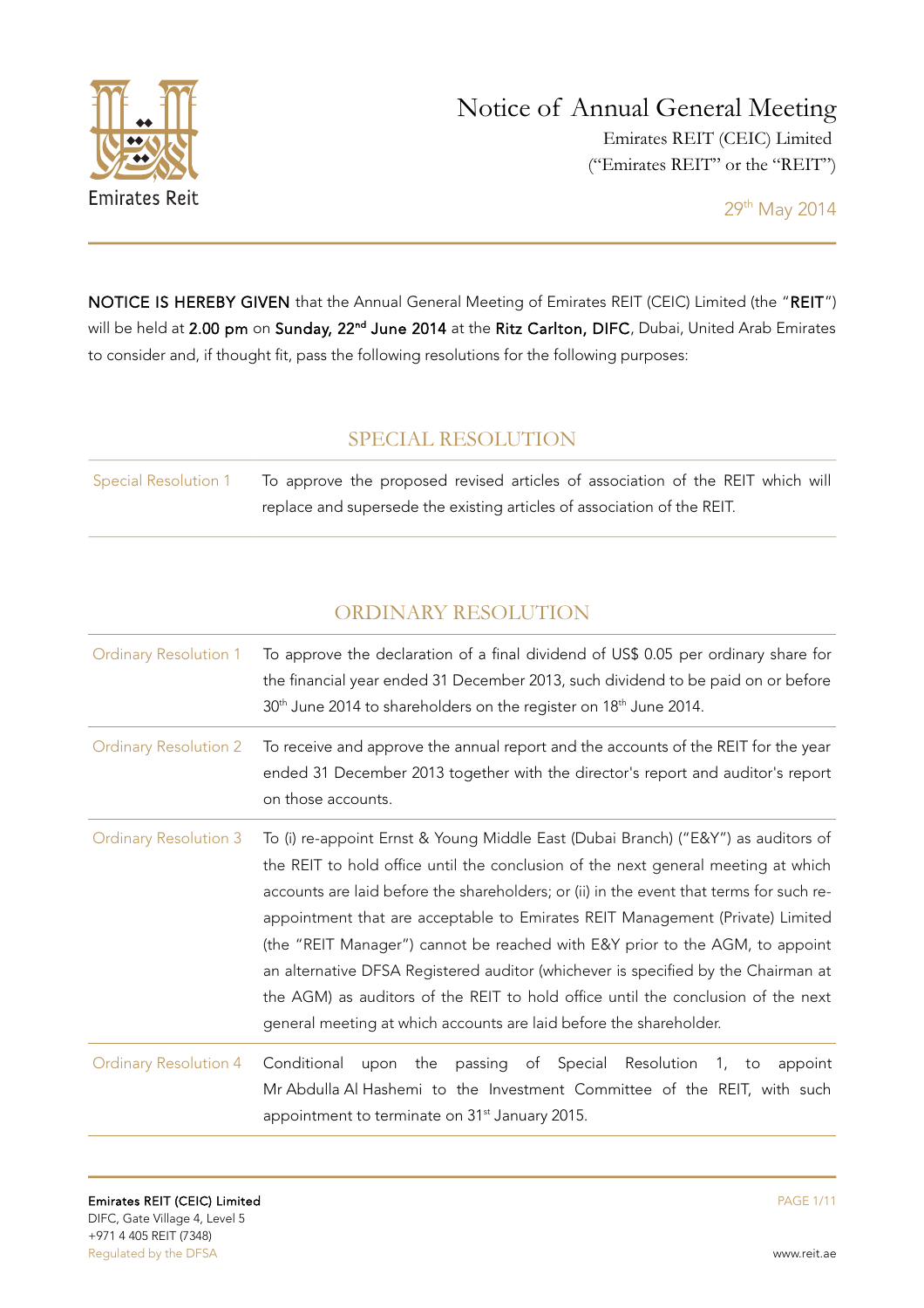# Notice of Annual General Meeting

Emirates REIT (CEIC) Limited
("Emirates REIT" or the "REIT")

29th May 2014

**NOTICE IS HEREBY GIVEN** that the Annual General Meeting of Emirates REIT (CEIC) Limited (the "**REIT**") will be held at **2.00 pm** on **Sunday, 22nd June 2014** at the **Ritz Carlton, DIFC**, Dubai, United Arab Emirates to consider and, if thought fit, pass the following resolutions for the following purposes:

## SPECIAL RESOLUTION

| | |
|---|---|
| Special Resolution 1 | To approve the proposed revised articles of association of the REIT which will replace and supersede the existing articles of association of the REIT. |

## ORDINARY RESOLUTION

| | |
|---|---|
| Ordinary Resolution 1 | To approve the declaration of a final dividend of US$ 0.05 per ordinary share for the financial year ended 31 December 2013, such dividend to be paid on or before 30th June 2014 to shareholders on the register on 18th June 2014. |
| Ordinary Resolution 2 | To receive and approve the annual report and the accounts of the REIT for the year ended 31 December 2013 together with the director's report and auditor's report on those accounts. |
| Ordinary Resolution 3 | To (i) re-appoint Ernst & Young Middle East (Dubai Branch) ("E&Y") as auditors of the REIT to hold office until the conclusion of the next general meeting at which accounts are laid before the shareholders; or (ii) in the event that terms for such re-appointment that are acceptable to Emirates REIT Management (Private) Limited (the "REIT Manager") cannot be reached with E&Y prior to the AGM, to appoint an alternative DFSA Registered auditor (whichever is specified by the Chairman at the AGM) as auditors of the REIT to hold office until the conclusion of the next general meeting at which accounts are laid before the shareholder. |
| Ordinary Resolution 4 | Conditional upon the passing of Special Resolution 1, to appoint Mr Abdulla Al Hashemi to the Investment Committee of the REIT, with such appointment to terminate on 31st January 2015. |

**Emirates REIT (CEIC) Limited**
DIFC, Gate Village 4, Level 5
+971 4 405 REIT (7348)
Regulated by the DFSA

www.reit.ae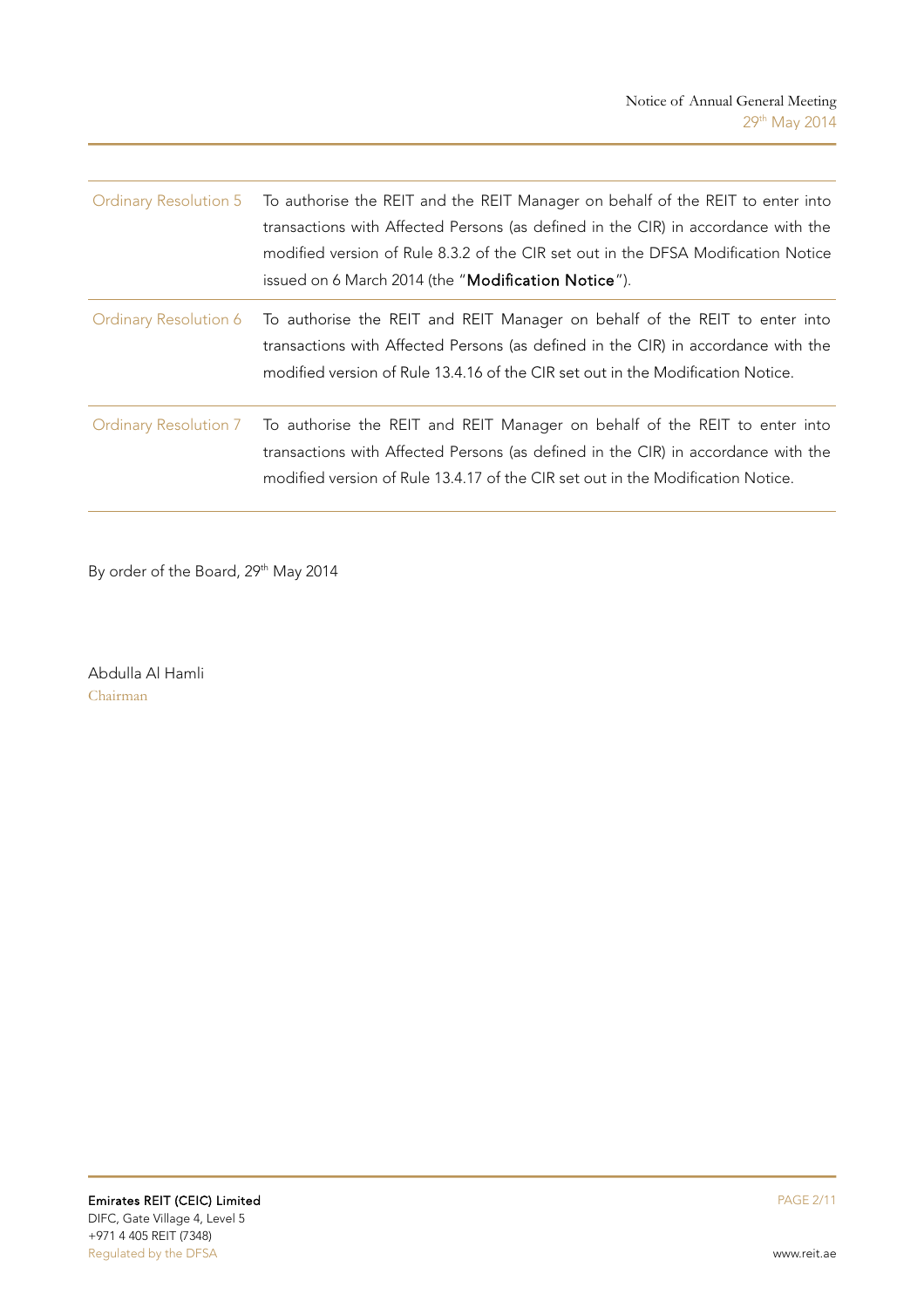| | |
|---|---|
| Ordinary Resolution 5 | To authorise the REIT and the REIT Manager on behalf of the REIT to enter into transactions with Affected Persons (as defined in the CIR) in accordance with the modified version of Rule 8.3.2 of the CIR set out in the DFSA Modification Notice issued on 6 March 2014 (the "**Modification Notice**"). |
| Ordinary Resolution 6 | To authorise the REIT and REIT Manager on behalf of the REIT to enter into transactions with Affected Persons (as defined in the CIR) in accordance with the modified version of Rule 13.4.16 of the CIR set out in the Modification Notice. |
| Ordinary Resolution 7 | To authorise the REIT and REIT Manager on behalf of the REIT to enter into transactions with Affected Persons (as defined in the CIR) in accordance with the modified version of Rule 13.4.17 of the CIR set out in the Modification Notice. |

By order of the Board, 29th May 2014

Abdulla Al Hamli
Chairman

**Emirates REIT (CEIC) Limited**
DIFC, Gate Village 4, Level 5
+971 4 405 REIT (7348)
Regulated by the DFSA

www.reit.ae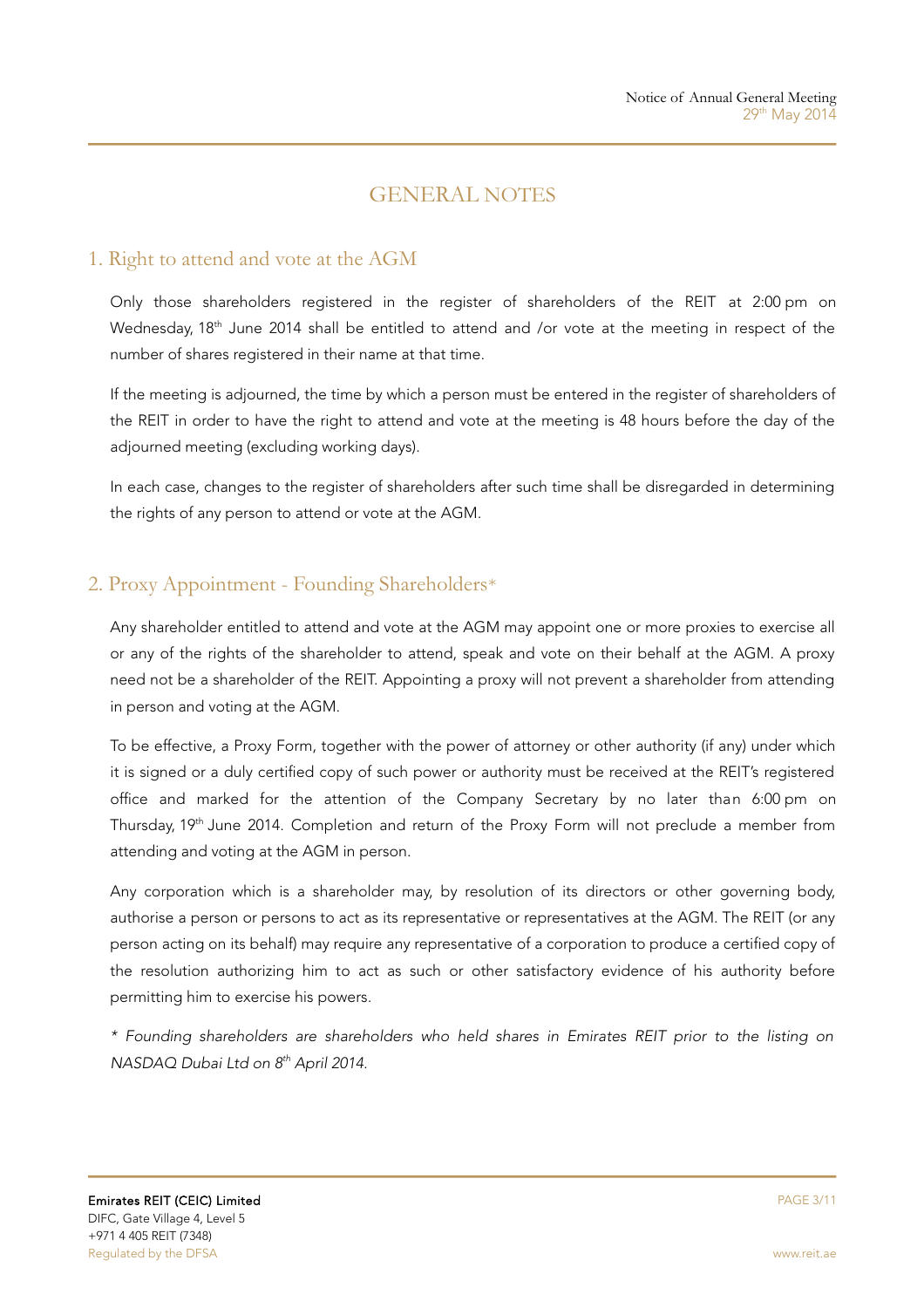# GENERAL NOTES

## 1. Right to attend and vote at the AGM

Only those shareholders registered in the register of shareholders of the REIT at 2:00 pm on Wednesday, 18th June 2014 shall be entitled to attend and /or vote at the meeting in respect of the number of shares registered in their name at that time.

If the meeting is adjourned, the time by which a person must be entered in the register of shareholders of the REIT in order to have the right to attend and vote at the meeting is 48 hours before the day of the adjourned meeting (excluding working days).

In each case, changes to the register of shareholders after such time shall be disregarded in determining the rights of any person to attend or vote at the AGM.

## 2. Proxy Appointment - Founding Shareholders*

Any shareholder entitled to attend and vote at the AGM may appoint one or more proxies to exercise all or any of the rights of the shareholder to attend, speak and vote on their behalf at the AGM. A proxy need not be a shareholder of the REIT. Appointing a proxy will not prevent a shareholder from attending in person and voting at the AGM.

To be effective, a Proxy Form, together with the power of attorney or other authority (if any) under which it is signed or a duly certified copy of such power or authority must be received at the REIT's registered office and marked for the attention of the Company Secretary by no later than 6:00 pm on Thursday, 19th June 2014. Completion and return of the Proxy Form will not preclude a member from attending and voting at the AGM in person.

Any corporation which is a shareholder may, by resolution of its directors or other governing body, authorise a person or persons to act as its representative or representatives at the AGM. The REIT (or any person acting on its behalf) may require any representative of a corporation to produce a certified copy of the resolution authorizing him to act as such or other satisfactory evidence of his authority before permitting him to exercise his powers.

*\* Founding shareholders are shareholders who held shares in Emirates REIT prior to the listing on NASDAQ Dubai Ltd on 8th April 2014.*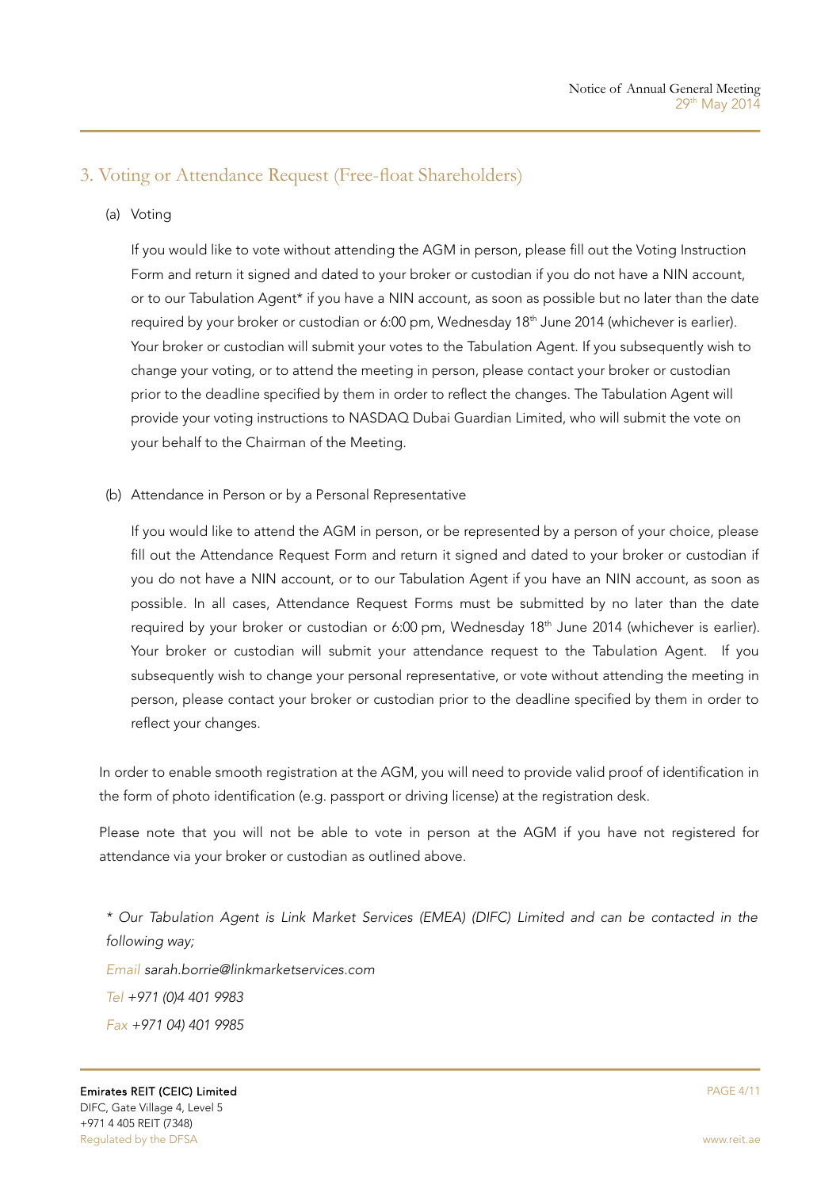## 3. Voting or Attendance Request (Free-float Shareholders)

(a) Voting

If you would like to vote without attending the AGM in person, please fill out the Voting Instruction Form and return it signed and dated to your broker or custodian if you do not have a NIN account, or to our Tabulation Agent* if you have a NIN account, as soon as possible but no later than the date required by your broker or custodian or 6:00 pm, Wednesday 18th June 2014 (whichever is earlier). Your broker or custodian will submit your votes to the Tabulation Agent. If you subsequently wish to change your voting, or to attend the meeting in person, please contact your broker or custodian prior to the deadline specified by them in order to reflect the changes. The Tabulation Agent will provide your voting instructions to NASDAQ Dubai Guardian Limited, who will submit the vote on your behalf to the Chairman of the Meeting.

(b) Attendance in Person or by a Personal Representative

If you would like to attend the AGM in person, or be represented by a person of your choice, please fill out the Attendance Request Form and return it signed and dated to your broker or custodian if you do not have a NIN account, or to our Tabulation Agent if you have an NIN account, as soon as possible. In all cases, Attendance Request Forms must be submitted by no later than the date required by your broker or custodian or 6:00 pm, Wednesday 18th June 2014 (whichever is earlier). Your broker or custodian will submit your attendance request to the Tabulation Agent. If you subsequently wish to change your personal representative, or vote without attending the meeting in person, please contact your broker or custodian prior to the deadline specified by them in order to reflect your changes.

In order to enable smooth registration at the AGM, you will need to provide valid proof of identification in the form of photo identification (e.g. passport or driving license) at the registration desk.

Please note that you will not be able to vote in person at the AGM if you have not registered for attendance via your broker or custodian as outlined above.

*\* Our Tabulation Agent is Link Market Services (EMEA) (DIFC) Limited and can be contacted in the following way;*

*Email sarah.borrie@linkmarketservices.com*

*Tel +971 (0)4 401 9983*

*Fax +971 04) 401 9985*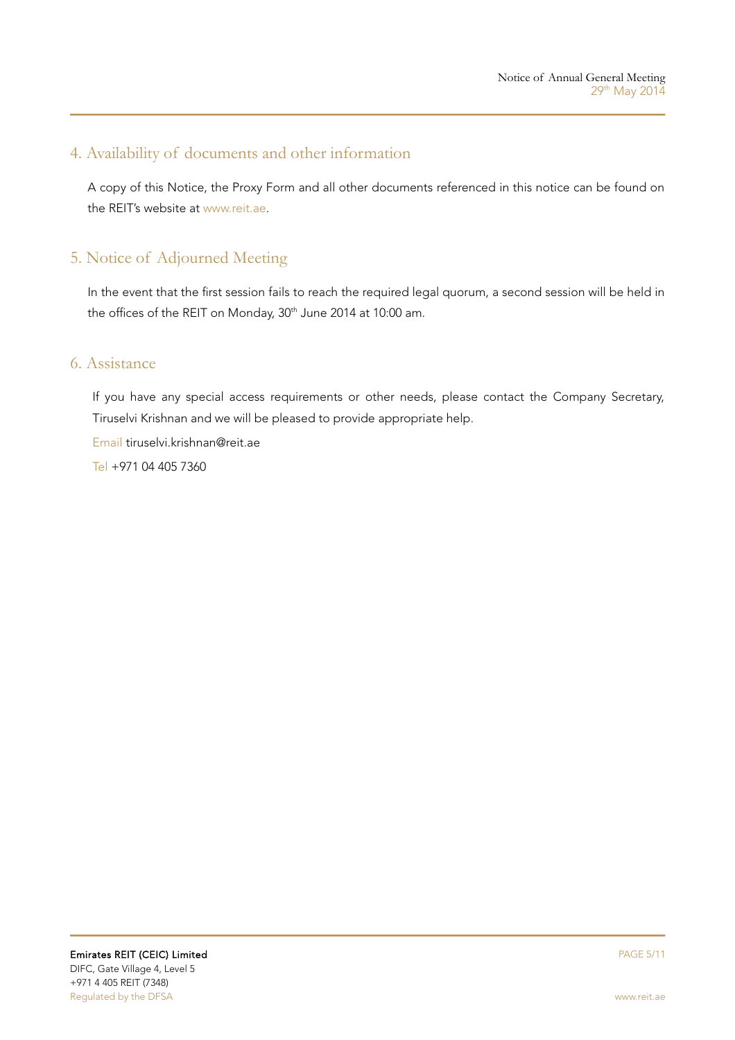## 4. Availability of documents and other information

A copy of this Notice, the Proxy Form and all other documents referenced in this notice can be found on the REIT's website at www.reit.ae.

## 5. Notice of Adjourned Meeting

In the event that the first session fails to reach the required legal quorum, a second session will be held in the offices of the REIT on Monday, 30th June 2014 at 10:00 am.

## 6. Assistance

If you have any special access requirements or other needs, please contact the Company Secretary, Tiruselvi Krishnan and we will be pleased to provide appropriate help.

Email tiruselvi.krishnan@reit.ae

Tel +971 04 405 7360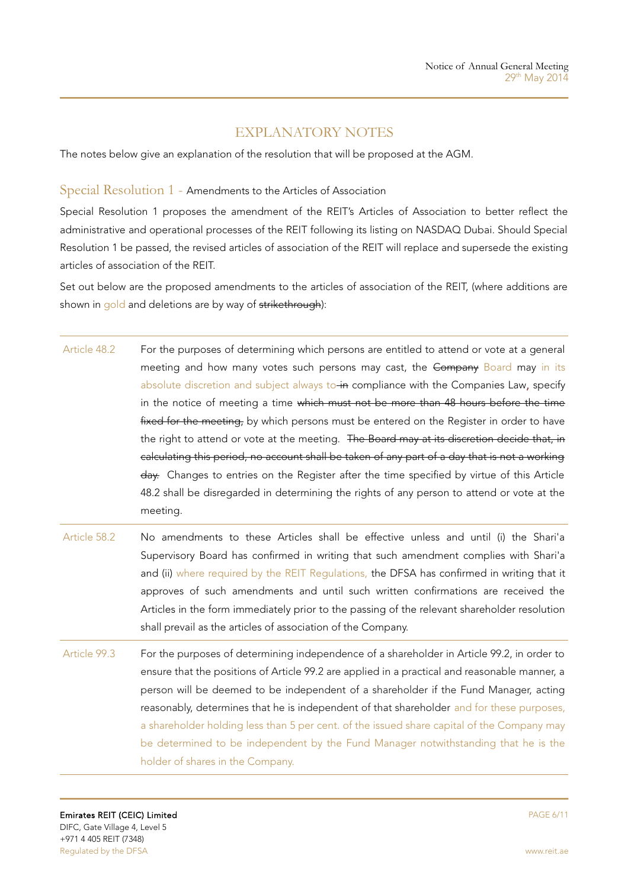# EXPLANATORY NOTES

The notes below give an explanation of the resolution that will be proposed at the AGM.

## Special Resolution 1 - Amendments to the Articles of Association

Special Resolution 1 proposes the amendment of the REIT's Articles of Association to better reflect the administrative and operational processes of the REIT following its listing on NASDAQ Dubai. Should Special Resolution 1 be passed, the revised articles of association of the REIT will replace and supersede the existing articles of association of the REIT.

Set out below are the proposed amendments to the articles of association of the REIT, (where additions are shown in gold and deletions are by way of ~~strikethrough~~):

| | |
|---|---|
| Article 48.2 | For the purposes of determining which persons are entitled to attend or vote at a general meeting and how many votes such persons may cast, the ~~Company~~ Board may in its absolute discretion and subject always to ~~in~~ compliance with the Companies Law, specify in the notice of meeting a time ~~which must not be more than 48 hours before the time fixed for the meeting,~~ by which persons must be entered on the Register in order to have the right to attend or vote at the meeting. ~~The Board may at its discretion decide that, in calculating this period, no account shall be taken of any part of a day that is not a working day.~~ Changes to entries on the Register after the time specified by virtue of this Article 48.2 shall be disregarded in determining the rights of any person to attend or vote at the meeting. |
| Article 58.2 | No amendments to these Articles shall be effective unless and until (i) the Shari'a Supervisory Board has confirmed in writing that such amendment complies with Shari'a and (ii) where required by the REIT Regulations, the DFSA has confirmed in writing that it approves of such amendments and until such written confirmations are received the Articles in the form immediately prior to the passing of the relevant shareholder resolution shall prevail as the articles of association of the Company. |
| Article 99.3 | For the purposes of determining independence of a shareholder in Article 99.2, in order to ensure that the positions of Article 99.2 are applied in a practical and reasonable manner, a person will be deemed to be independent of a shareholder if the Fund Manager, acting reasonably, determines that he is independent of that shareholder and for these purposes, a shareholder holding less than 5 per cent. of the issued share capital of the Company may be determined to be independent by the Fund Manager notwithstanding that he is the holder of shares in the Company. |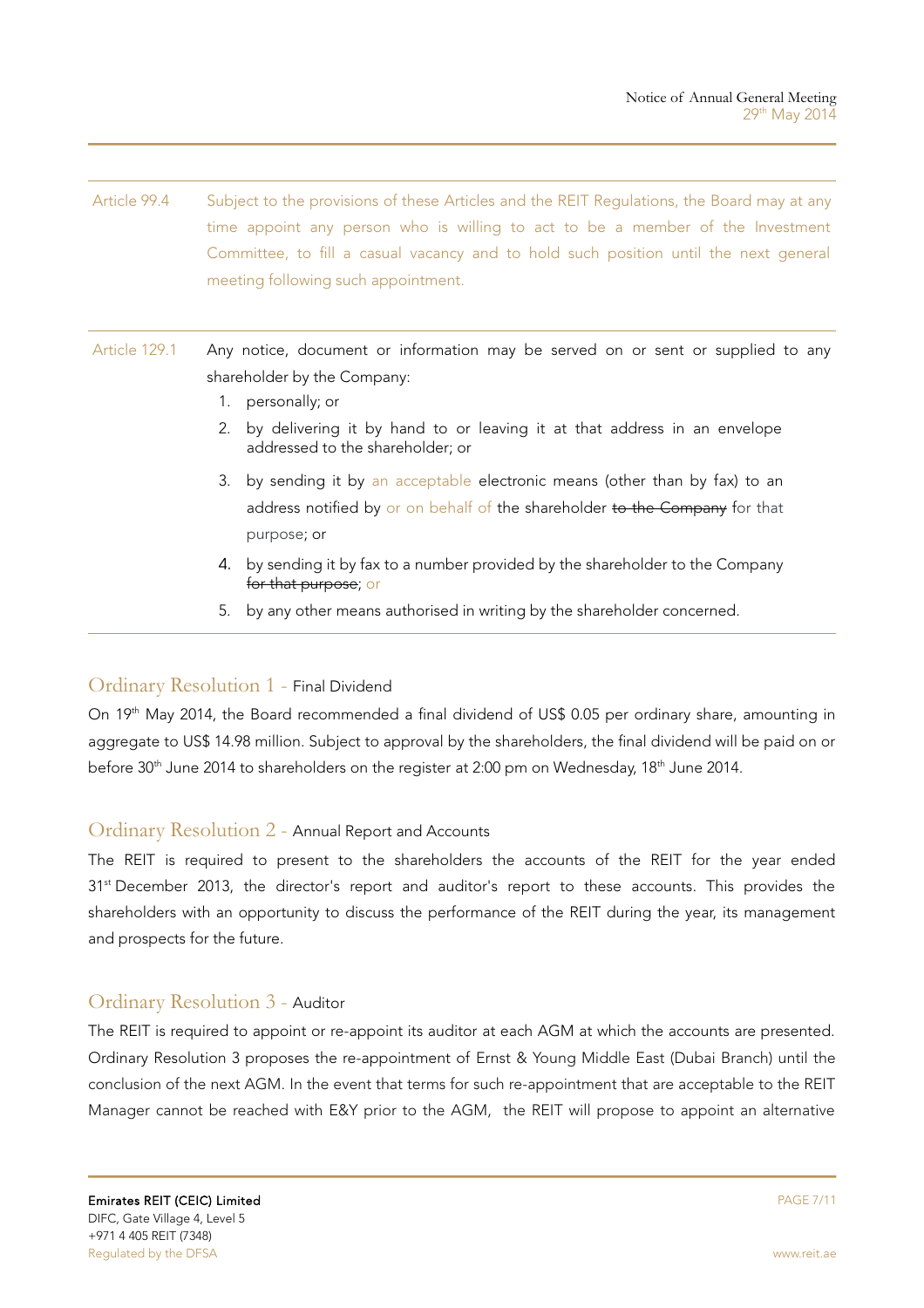| | |
|---|---|
| Article 99.4 | Subject to the provisions of these Articles and the REIT Regulations, the Board may at any time appoint any person who is willing to act to be a member of the Investment Committee, to fill a casual vacancy and to hold such position until the next general meeting following such appointment. |
| Article 129.1 | Any notice, document or information may be served on or sent or supplied to any shareholder by the Company:<br>1. personally; or<br>2. by delivering it by hand to or leaving it at that address in an envelope addressed to the shareholder; or<br>3. by sending it by an acceptable electronic means (other than by fax) to an address notified by or on behalf of the shareholder ~~to the Company~~ for that purpose; or<br>4. by sending it by fax to a number provided by the shareholder to the Company ~~for that purpose~~; or<br>5. by any other means authorised in writing by the shareholder concerned. |

## Ordinary Resolution 1 - Final Dividend

On 19th May 2014, the Board recommended a final dividend of US$ 0.05 per ordinary share, amounting in aggregate to US$ 14.98 million. Subject to approval by the shareholders, the final dividend will be paid on or before 30th June 2014 to shareholders on the register at 2:00 pm on Wednesday, 18th June 2014.

## Ordinary Resolution 2 - Annual Report and Accounts

The REIT is required to present to the shareholders the accounts of the REIT for the year ended 31st December 2013, the director's report and auditor's report to these accounts. This provides the shareholders with an opportunity to discuss the performance of the REIT during the year, its management and prospects for the future.

## Ordinary Resolution 3 - Auditor

The REIT is required to appoint or re-appoint its auditor at each AGM at which the accounts are presented. Ordinary Resolution 3 proposes the re-appointment of Ernst & Young Middle East (Dubai Branch) until the conclusion of the next AGM. In the event that terms for such re-appointment that are acceptable to the REIT Manager cannot be reached with E&Y prior to the AGM, the REIT will propose to appoint an alternative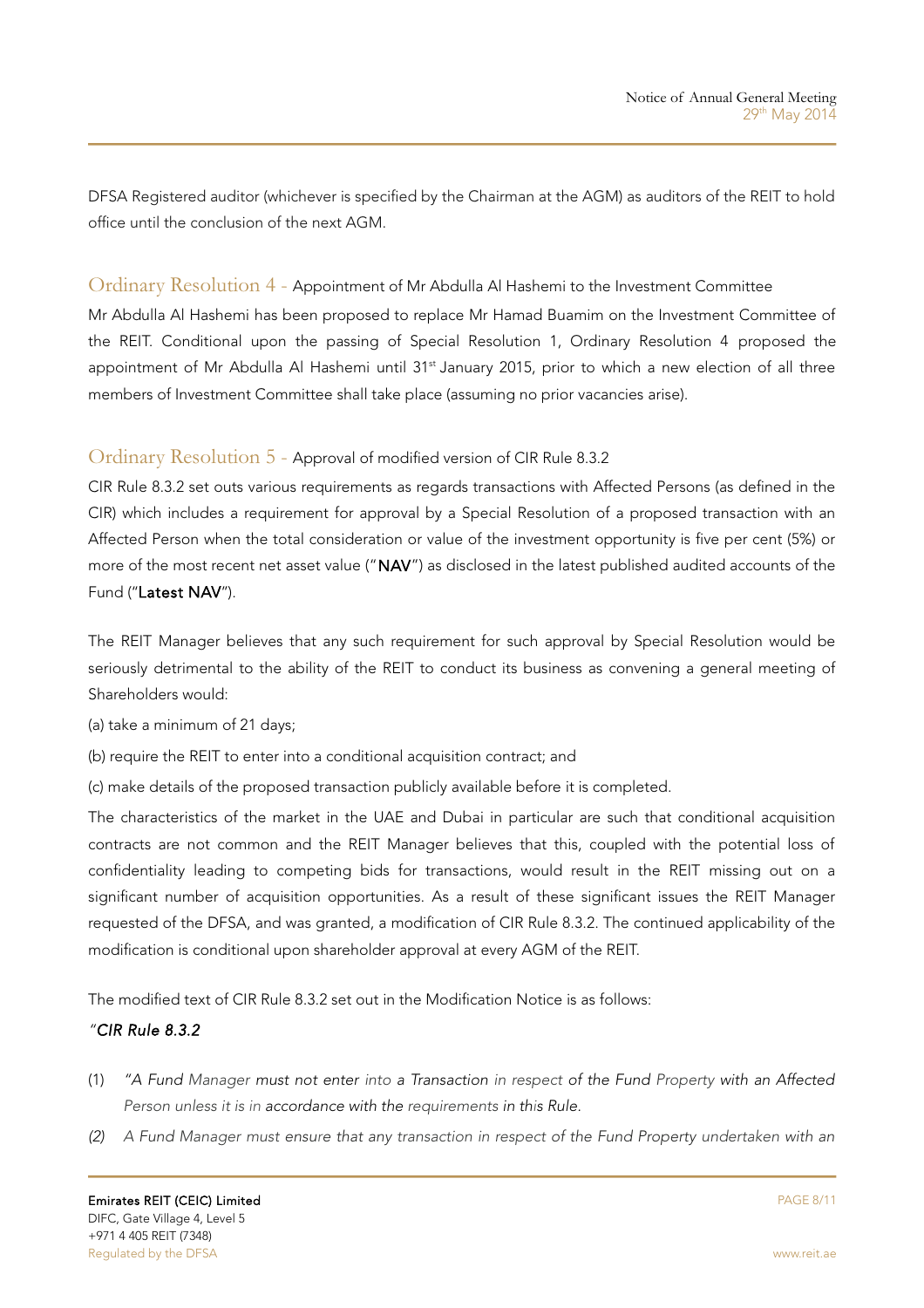DFSA Registered auditor (whichever is specified by the Chairman at the AGM) as auditors of the REIT to hold office until the conclusion of the next AGM.

## Ordinary Resolution 4 - Appointment of Mr Abdulla Al Hashemi to the Investment Committee

Mr Abdulla Al Hashemi has been proposed to replace Mr Hamad Buamim on the Investment Committee of the REIT. Conditional upon the passing of Special Resolution 1, Ordinary Resolution 4 proposed the appointment of Mr Abdulla Al Hashemi until 31st January 2015, prior to which a new election of all three members of Investment Committee shall take place (assuming no prior vacancies arise).

## Ordinary Resolution 5 - Approval of modified version of CIR Rule 8.3.2

CIR Rule 8.3.2 set outs various requirements as regards transactions with Affected Persons (as defined in the CIR) which includes a requirement for approval by a Special Resolution of a proposed transaction with an Affected Person when the total consideration or value of the investment opportunity is five per cent (5%) or more of the most recent net asset value ("**NAV**") as disclosed in the latest published audited accounts of the Fund ("**Latest NAV**").

The REIT Manager believes that any such requirement for such approval by Special Resolution would be seriously detrimental to the ability of the REIT to conduct its business as convening a general meeting of Shareholders would:

(a) take a minimum of 21 days;

(b) require the REIT to enter into a conditional acquisition contract; and

(c) make details of the proposed transaction publicly available before it is completed.

The characteristics of the market in the UAE and Dubai in particular are such that conditional acquisition contracts are not common and the REIT Manager believes that this, coupled with the potential loss of confidentiality leading to competing bids for transactions, would result in the REIT missing out on a significant number of acquisition opportunities. As a result of these significant issues the REIT Manager requested of the DFSA, and was granted, a modification of CIR Rule 8.3.2. The continued applicability of the modification is conditional upon shareholder approval at every AGM of the REIT.

The modified text of CIR Rule 8.3.2 set out in the Modification Notice is as follows:

*"CIR Rule 8.3.2*

(1) *"A Fund Manager must not enter into a Transaction in respect of the Fund Property with an Affected Person unless it is in accordance with the requirements in this Rule.*

*(2) A Fund Manager must ensure that any transaction in respect of the Fund Property undertaken with an*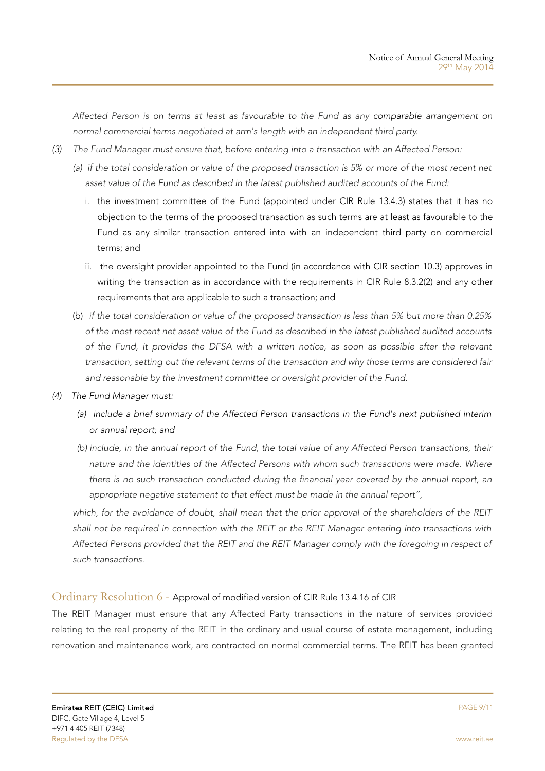*Affected Person is on terms at least as favourable to the Fund as any comparable arrangement on normal commercial terms negotiated at arm's length with an independent third party.*

*(3) The Fund Manager must ensure that, before entering into a transaction with an Affected Person:*

*(a) if the total consideration or value of the proposed transaction is 5% or more of the most recent net asset value of the Fund as described in the latest published audited accounts of the Fund:*

i. the investment committee of the Fund (appointed under CIR Rule 13.4.3) states that it has no objection to the terms of the proposed transaction as such terms are at least as favourable to the Fund as any similar transaction entered into with an independent third party on commercial terms; and

ii. the oversight provider appointed to the Fund (in accordance with CIR section 10.3) approves in writing the transaction as in accordance with the requirements in CIR Rule 8.3.2(2) and any other requirements that are applicable to such a transaction; and

(b) *if the total consideration or value of the proposed transaction is less than 5% but more than 0.25% of the most recent net asset value of the Fund as described in the latest published audited accounts of the Fund, it provides the DFSA with a written notice, as soon as possible after the relevant transaction, setting out the relevant terms of the transaction and why those terms are considered fair and reasonable by the investment committee or oversight provider of the Fund.*

*(4) The Fund Manager must:*

*(a) include a brief summary of the Affected Person transactions in the Fund's next published interim or annual report; and*

*(b) include, in the annual report of the Fund, the total value of any Affected Person transactions, their nature and the identities of the Affected Persons with whom such transactions were made. Where there is no such transaction conducted during the financial year covered by the annual report, an appropriate negative statement to that effect must be made in the annual report",*

*which, for the avoidance of doubt, shall mean that the prior approval of the shareholders of the REIT shall not be required in connection with the REIT or the REIT Manager entering into transactions with Affected Persons provided that the REIT and the REIT Manager comply with the foregoing in respect of such transactions.*

## Ordinary Resolution 6 - Approval of modified version of CIR Rule 13.4.16 of CIR

The REIT Manager must ensure that any Affected Party transactions in the nature of services provided relating to the real property of the REIT in the ordinary and usual course of estate management, including renovation and maintenance work, are contracted on normal commercial terms. The REIT has been granted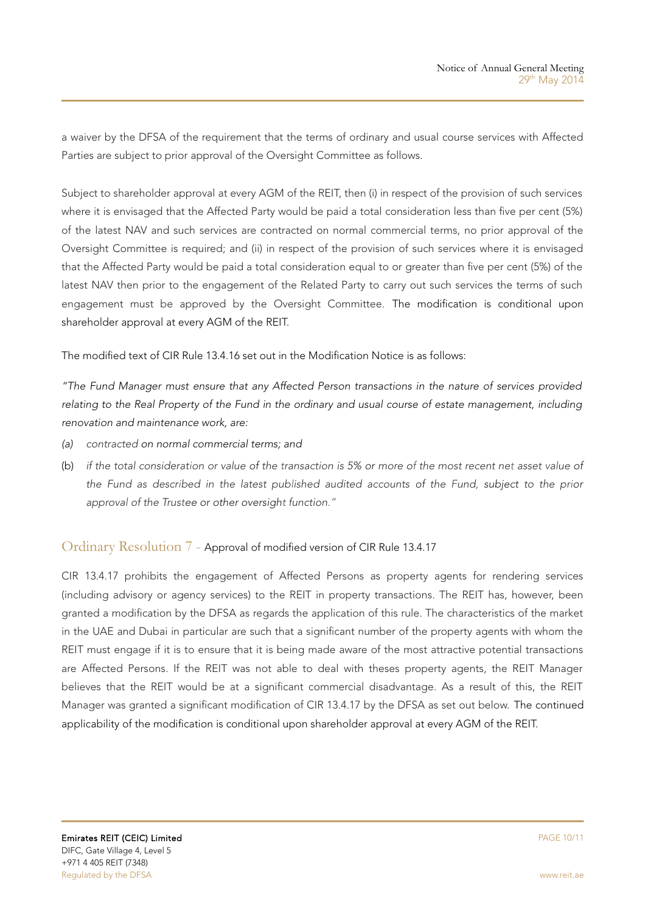a waiver by the DFSA of the requirement that the terms of ordinary and usual course services with Affected Parties are subject to prior approval of the Oversight Committee as follows.

Subject to shareholder approval at every AGM of the REIT, then (i) in respect of the provision of such services where it is envisaged that the Affected Party would be paid a total consideration less than five per cent (5%) of the latest NAV and such services are contracted on normal commercial terms, no prior approval of the Oversight Committee is required; and (ii) in respect of the provision of such services where it is envisaged that the Affected Party would be paid a total consideration equal to or greater than five per cent (5%) of the latest NAV then prior to the engagement of the Related Party to carry out such services the terms of such engagement must be approved by the Oversight Committee. The modification is conditional upon shareholder approval at every AGM of the REIT.

The modified text of CIR Rule 13.4.16 set out in the Modification Notice is as follows:

*"The Fund Manager must ensure that any Affected Person transactions in the nature of services provided relating to the Real Property of the Fund in the ordinary and usual course of estate management, including renovation and maintenance work, are:*

*(a) contracted on normal commercial terms; and*

*(b) if the total consideration or value of the transaction is 5% or more of the most recent net asset value of the Fund as described in the latest published audited accounts of the Fund, subject to the prior approval of the Trustee or other oversight function."*

## Ordinary Resolution 7 - Approval of modified version of CIR Rule 13.4.17

CIR 13.4.17 prohibits the engagement of Affected Persons as property agents for rendering services (including advisory or agency services) to the REIT in property transactions. The REIT has, however, been granted a modification by the DFSA as regards the application of this rule. The characteristics of the market in the UAE and Dubai in particular are such that a significant number of the property agents with whom the REIT must engage if it is to ensure that it is being made aware of the most attractive potential transactions are Affected Persons. If the REIT was not able to deal with theses property agents, the REIT Manager believes that the REIT would be at a significant commercial disadvantage. As a result of this, the REIT Manager was granted a significant modification of CIR 13.4.17 by the DFSA as set out below. The continued applicability of the modification is conditional upon shareholder approval at every AGM of the REIT.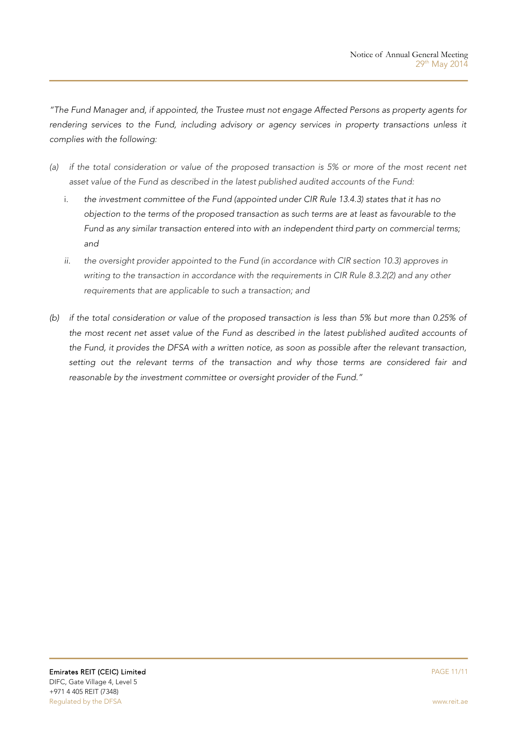*"The Fund Manager and, if appointed, the Trustee must not engage Affected Persons as property agents for rendering services to the Fund, including advisory or agency services in property transactions unless it complies with the following:*

*(a) if the total consideration or value of the proposed transaction is 5% or more of the most recent net asset value of the Fund as described in the latest published audited accounts of the Fund:*

  *i. the investment committee of the Fund (appointed under CIR Rule 13.4.3) states that it has no objection to the terms of the proposed transaction as such terms are at least as favourable to the Fund as any similar transaction entered into with an independent third party on commercial terms; and*

  *ii. the oversight provider appointed to the Fund (in accordance with CIR section 10.3) approves in writing to the transaction in accordance with the requirements in CIR Rule 8.3.2(2) and any other requirements that are applicable to such a transaction; and*

*(b) if the total consideration or value of the proposed transaction is less than 5% but more than 0.25% of the most recent net asset value of the Fund as described in the latest published audited accounts of the Fund, it provides the DFSA with a written notice, as soon as possible after the relevant transaction, setting out the relevant terms of the transaction and why those terms are considered fair and reasonable by the investment committee or oversight provider of the Fund."*